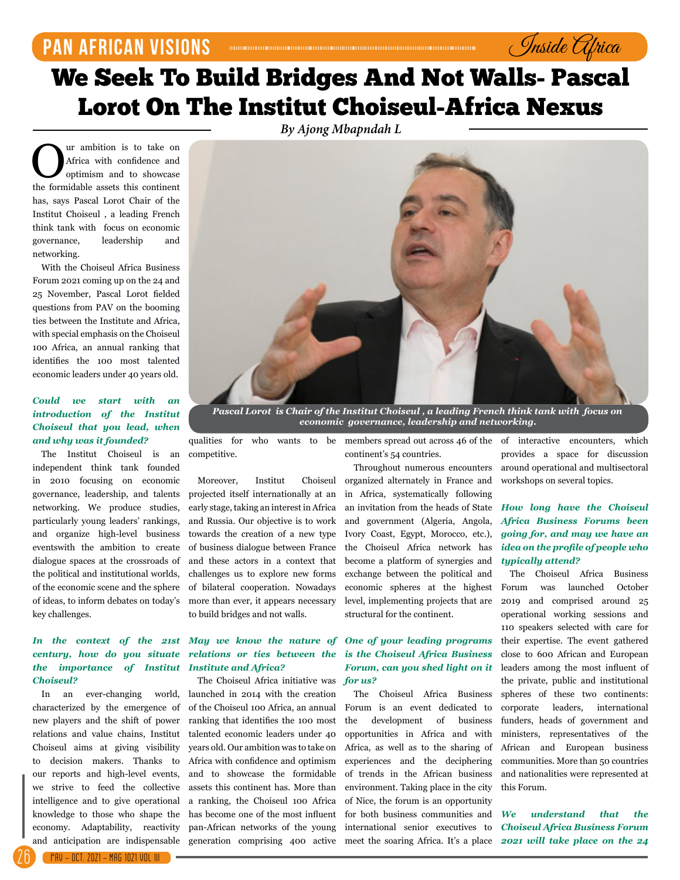# We Seek To Build Bridges And Not Walls- Pascal Lorot On The Institut Choiseul-Africa Nexus

*By Ajong Mbapndah L*

Our ambition is to take on Africa with confidence and optimism and to showcase the formidable assets this continent has, says Pascal Lorot Chair of the Institut Choiseul , a leading French think tank with focus on economic governance, leadership and networking.

With the Choiseul Africa Business Forum 2021 coming up on the 24 and 25 November, Pascal Lorot fielded questions from PAV on the booming ties between the Institute and Africa, with special emphasis on the Choiseul 100 Africa, an annual ranking that identifies the 100 most talented economic leaders under 40 years old.

Pascal Lorot is Chair of the Institut Choiseul , a leading French think tank with focus on economic governance, leadership and networking.

***Could we start with an introduction of the Institut Choiseul that you lead, when and why was it founded?***

The Institut Choiseul is an independent think tank founded in 2010 focusing on economic governance, leadership, and talents networking. We produce studies, particularly young leaders' rankings, and organize high-level business eventswith the ambition to create dialogue spaces at the crossroads of the political and institutional worlds, of the economic scene and the sphere of ideas, to inform debates on today's key challenges.

***In the context of the 21st century, how do you situate the importance of Institut Choiseul?***

In an ever-changing world, characterized by the emergence of new players and the shift of power relations and value chains, Institut Choiseul aims at giving visibility to decision makers. Thanks to our reports and high-level events, we strive to feed the collective intelligence and to give operational knowledge to those who shape the economy. Adaptability, reactivity and anticipation are indispensable qualities for who wants to be competitive.

Moreover, Institut Choiseul projected itself internationally at an early stage, taking an interest in Africa and Russia. Our objective is to work towards the creation of a new type of business dialogue between France and these actors in a context that challenges us to explore new forms of bilateral cooperation. Nowadays more than ever, it appears necessary to build bridges and not walls.

***May we know the nature of relations or ties between the Institute and Africa?***

The Choiseul Africa initiative was launched in 2014 with the creation of the Choiseul 100 Africa, an annual ranking that identifies the 100 most talented economic leaders under 40 years old. Our ambition was to take on Africa with confidence and optimism and to showcase the formidable assets this continent has. More than a ranking, the Choiseul 100 Africa has become one of the most influent pan-African networks of the young generation comprising 400 active members spread out across 46 of the continent's 54 countries.

Throughout numerous encounters organized alternately in France and in Africa, systematically following an invitation from the heads of State and government (Algeria, Angola, Ivory Coast, Egypt, Morocco, etc.), the Choiseul Africa network has become a platform of synergies and exchange between the political and economic spheres at the highest level, implementing projects that are structural for the continent.

***One of your leading programs is the Choiseul Africa Business Forum, can you shed light on it for us?***

The Choiseul Africa Business Forum is an event dedicated to the development of business opportunities in Africa and with Africa, as well as to the sharing of experiences and the deciphering of trends in the African business environment. Taking place in the city of Nice, the forum is an opportunity for both business communities and international senior executives to meet the soaring Africa. It's a place of interactive encounters, which provides a space for discussion around operational and multisectoral workshops on several topics.

***How long have the Choiseul Africa Business Forums been going for, and may we have an idea on the profile of people who typically attend?***

The Choiseul Africa Business Forum was launched October 2019 and comprised around 25 operational working sessions and 110 speakers selected with care for their expertise. The event gathered close to 600 African and European leaders among the most influent of the private, public and institutional spheres of these two continents: corporate leaders, international funders, heads of government and ministers, representatives of the African and European business communities. More than 50 countries and nationalities were represented at this Forum.

***We understand that the Choiseul Africa Business Forum 2021 will take place on the 24***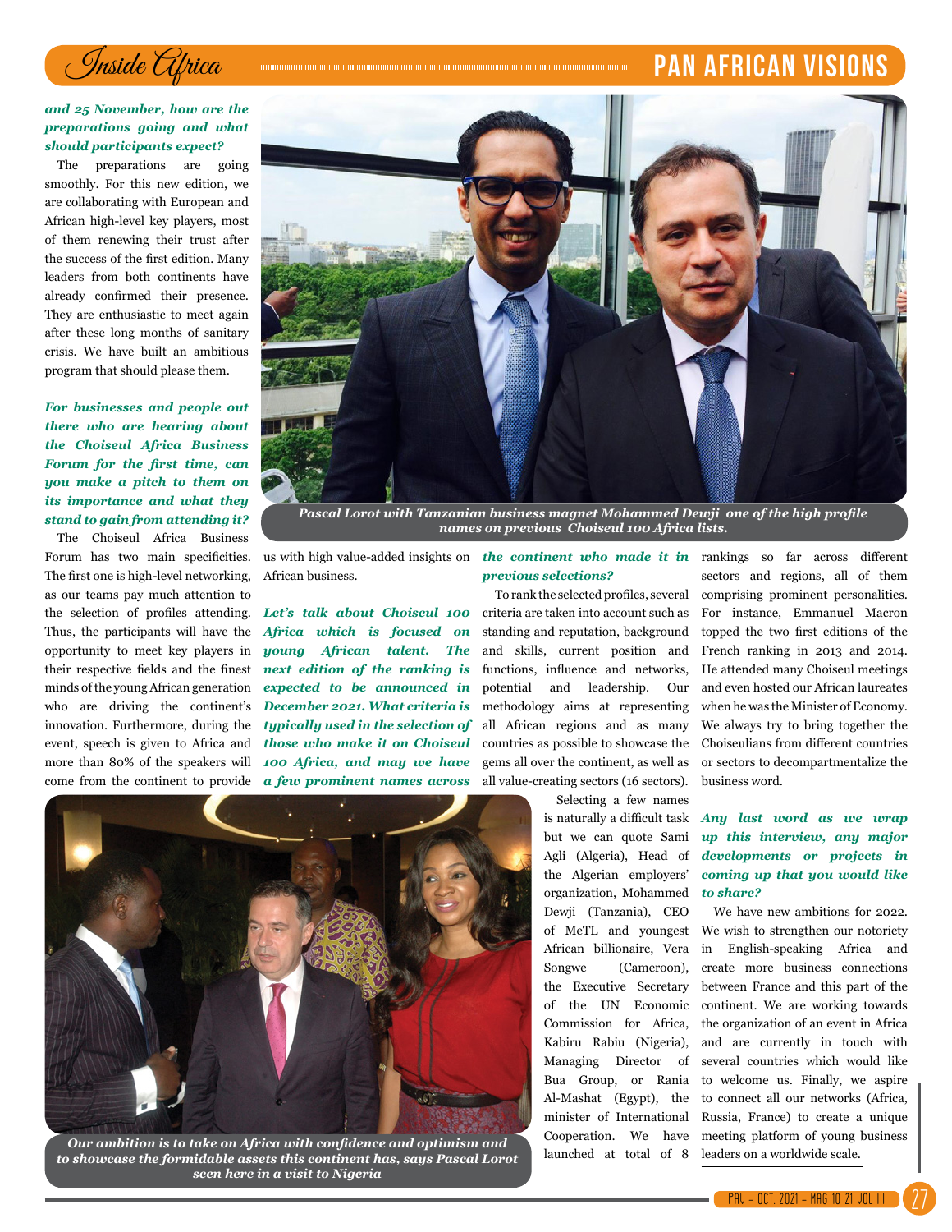***and 25 November, how are the preparations going and what should participants expect?***

The preparations are going smoothly. For this new edition, we are collaborating with European and African high-level key players, most of them renewing their trust after the success of the first edition. Many leaders from both continents have already confirmed their presence. They are enthusiastic to meet again after these long months of sanitary crisis. We have built an ambitious program that should please them.

***For businesses and people out there who are hearing about the Choiseul Africa Business Forum for the first time, can you make a pitch to them on its importance and what they stand to gain from attending it?***

The Choiseul Africa Business Forum has two main specificities. The first one is high-level networking, as our teams pay much attention to the selection of profiles attending. Thus, the participants will have the opportunity to meet key players in their respective fields and the finest minds of the young African generation who are driving the continent's innovation. Furthermore, during the event, speech is given to Africa and more than 80% of the speakers will come from the continent to provide us with high value-added insights on African business.

*Pascal Lorot with Tanzanian business magnet Mohammed Dewji one of the high profile names on previous Choiseul 100 Africa lists.*

***Let's talk about Choiseul 100 Africa which is focused on young African talent. The next edition of the ranking is expected to be announced in December 2021. What criteria is typically used in the selection of those who make it on Choiseul 100 Africa, and may we have a few prominent names across the continent who made it in previous selections?***

To rank the selected profiles, several criteria are taken into account such as standing and reputation, background and skills, current position and functions, influence and networks, potential and leadership. Our methodology aims at representing all African regions and as many countries as possible to showcase the gems all over the continent, as well as all value-creating sectors (16 sectors).

Selecting a few names is naturally a difficult task but we can quote Sami Agli (Algeria), Head of the Algerian employers' organization, Mohammed Dewji (Tanzania), CEO of MeTL and youngest African billionaire, Vera Songwe (Cameroon), the Executive Secretary of the UN Economic Commission for Africa, Kabiru Rabiu (Nigeria), Managing Director of Bua Group, or Rania Al-Mashat (Egypt), the minister of International Cooperation. We have launched at total of 8 rankings so far across different sectors and regions, all of them comprising prominent personalities. For instance, Emmanuel Macron topped the two first editions of the French ranking in 2013 and 2014. He attended many Choiseul meetings and even hosted our African laureates when he was the Minister of Economy. We always try to bring together the Choiseulians from different countries or sectors to decompartmentalize the business word.

*Our ambition is to take on Africa with confidence and optimism and to showcase the formidable assets this continent has, says Pascal Lorot seen here in a visit to Nigeria*

***Any last word as we wrap up this interview, any major developments or projects coming up that you would like to share?***

We have new ambitions for 2022. We wish to strengthen our notoriety in English-speaking Africa and create more business connections between France and this part of the continent. We are working towards the organization of an event in Africa and are currently in touch with several countries which would like to welcome us. Finally, we aspire to connect all our networks (Africa, Russia, France) to create a unique meeting platform of young business leaders on a worldwide scale.